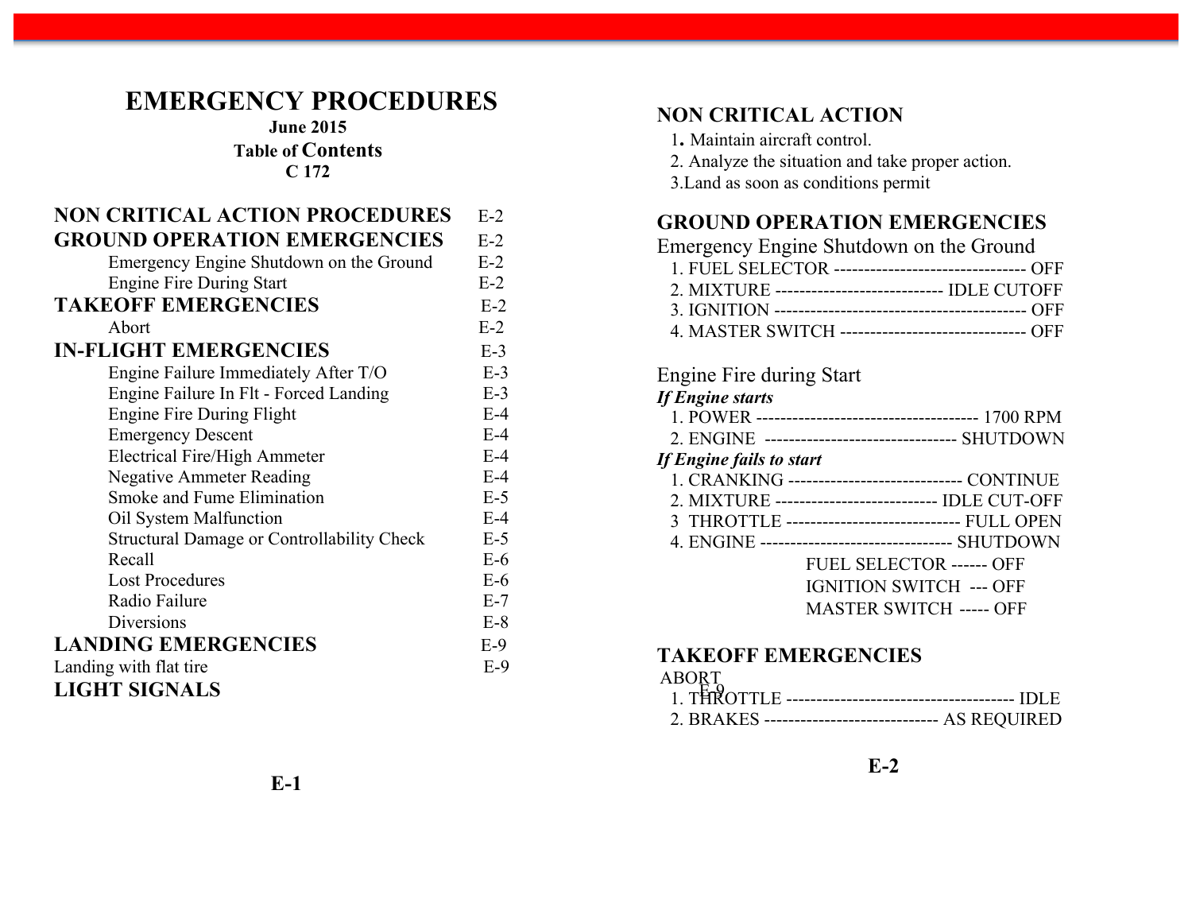# EMERGENCY PROCEDURES

**June 2015**

**Table of Contents**

**C 172**

| | |
|---|---|
| **NON CRITICAL ACTION PROCEDURES** | E-2 |
| **GROUND OPERATION EMERGENCIES** | E-2 |
| Emergency Engine Shutdown on the Ground | E-2 |
| Engine Fire During Start | E-2 |
| **TAKEOFF EMERGENCIES** | E-2 |
| Abort | E-2 |
| **IN-FLIGHT EMERGENCIES** | E-3 |
| Engine Failure Immediately After T/O | E-3 |
| Engine Failure In Flt - Forced Landing | E-3 |
| Engine Fire During Flight | E-4 |
| Emergency Descent | E-4 |
| Electrical Fire/High Ammeter | E-4 |
| Negative Ammeter Reading | E-4 |
| Smoke and Fume Elimination | E-5 |
| Oil System Malfunction | E-4 |
| Structural Damage or Controllability Check | E-5 |
| Recall | E-6 |
| Lost Procedures | E-6 |
| Radio Failure | E-7 |
| Diversions | E-8 |
| **LANDING EMERGENCIES** | E-9 |
| Landing with flat tire | E-9 |
| **LIGHT SIGNALS** | E-9 |

## NON CRITICAL ACTION

1. Maintain aircraft control.
2. Analyze the situation and take proper action.
3. Land as soon as conditions permit

## GROUND OPERATION EMERGENCIES

### Emergency Engine Shutdown on the Ground

1. FUEL SELECTOR -------------------------------- OFF
2. MIXTURE ---------------------------- IDLE CUTOFF
3. IGNITION ----------------------------------------- OFF
4. MASTER SWITCH ------------------------------- OFF

### Engine Fire during Start

***If Engine starts***

1. POWER ------------------------------------- 1700 RPM
2. ENGINE -------------------------------- SHUTDOWN

***If Engine fails to start***

1. CRANKING ----------------------------- CONTINUE
2. MIXTURE --------------------------- IDLE CUT-OFF
3. THROTTLE ----------------------------- FULL OPEN
4. ENGINE -------------------------------- SHUTDOWN
   - FUEL SELECTOR ------ OFF
   - IGNITION SWITCH --- OFF
   - MASTER SWITCH ----- OFF

## TAKEOFF EMERGENCIES

ABORT

1. THROTTLE -------------------------------------- IDLE
2. BRAKES ----------------------------- AS REQUIRED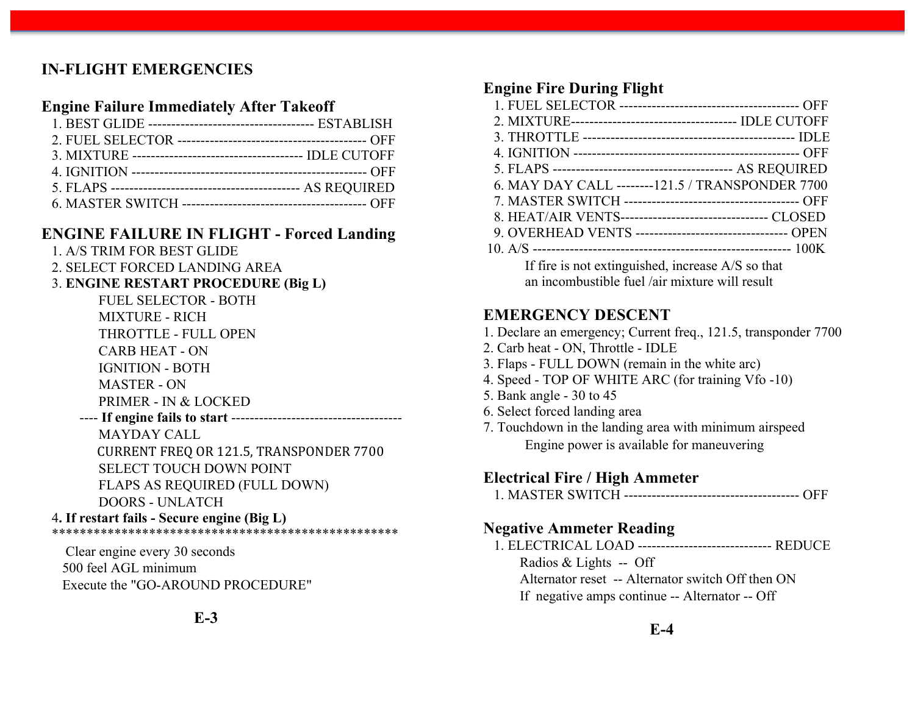# IN-FLIGHT EMERGENCIES

## Engine Failure Immediately After Takeoff

1. BEST GLIDE ----------------------------------- ESTABLISH
2. FUEL SELECTOR ---------------------------------------- OFF
3. MIXTURE ------------------------------------ IDLE CUTOFF
4. IGNITION ------------------------------------------------- OFF
5. FLAPS --------------------------------------- AS REQUIRED
6. MASTER SWITCH --------------------------------------- OFF

## ENGINE FAILURE IN FLIGHT - Forced Landing

1. A/S TRIM FOR BEST GLIDE
2. SELECT FORCED LANDING AREA
3. **ENGINE RESTART PROCEDURE (Big L)**
   - FUEL SELECTOR - BOTH
   - MIXTURE - RICH
   - THROTTLE - FULL OPEN
   - CARB HEAT - ON
   - IGNITION - BOTH
   - MASTER - ON
   - PRIMER - IN & LOCKED

   ---- **If engine fails to start** ------------------------------------
   - MAYDAY CALL
   - CURRENT FREQ OR 121.5, TRANSPONDER 7700
   - SELECT TOUCH DOWN POINT
   - FLAPS AS REQUIRED (FULL DOWN)
   - DOORS - UNLATCH
4. **If restart fails - Secure engine (Big L)**

***************************************************

Clear engine every 30 seconds
500 feel AGL minimum
Execute the "GO-AROUND PROCEDURE"

## Engine Fire During Flight

1. FUEL SELECTOR -------------------------------------- OFF
2. MIXTURE----------------------------------- IDLE CUTOFF
3. THROTTLE --------------------------------------------- IDLE
4. IGNITION ------------------------------------------------ OFF
5. FLAPS -------------------------------------- AS REQUIRED
6. MAY DAY CALL --------121.5 / TRANSPONDER 7700
7. MASTER SWITCH ------------------------------------- OFF
8. HEAT/AIR VENTS-------------------------------- CLOSED
9. OVERHEAD VENTS --------------------------------- OPEN
10. A/S ------------------------------------------------------- 100K

If fire is not extinguished, increase A/S so that an incombustible fuel /air mixture will result

## EMERGENCY DESCENT

1. Declare an emergency; Current freq., 121.5, transponder 7700
2. Carb heat - ON, Throttle - IDLE
3. Flaps - FULL DOWN (remain in the white arc)
4. Speed - TOP OF WHITE ARC (for training Vfo -10)
5. Bank angle - 30 to 45
6. Select forced landing area
7. Touchdown in the landing area with minimum airspeed

   Engine power is available for maneuvering

## Electrical Fire / High Ammeter

1. MASTER SWITCH ------------------------------------- OFF

## Negative Ammeter Reading

1. ELECTRICAL LOAD ---------------------------- REDUCE

   Radios & Lights -- Off
   Alternator reset -- Alternator switch Off then ON
   If negative amps continue -- Alternator -- Off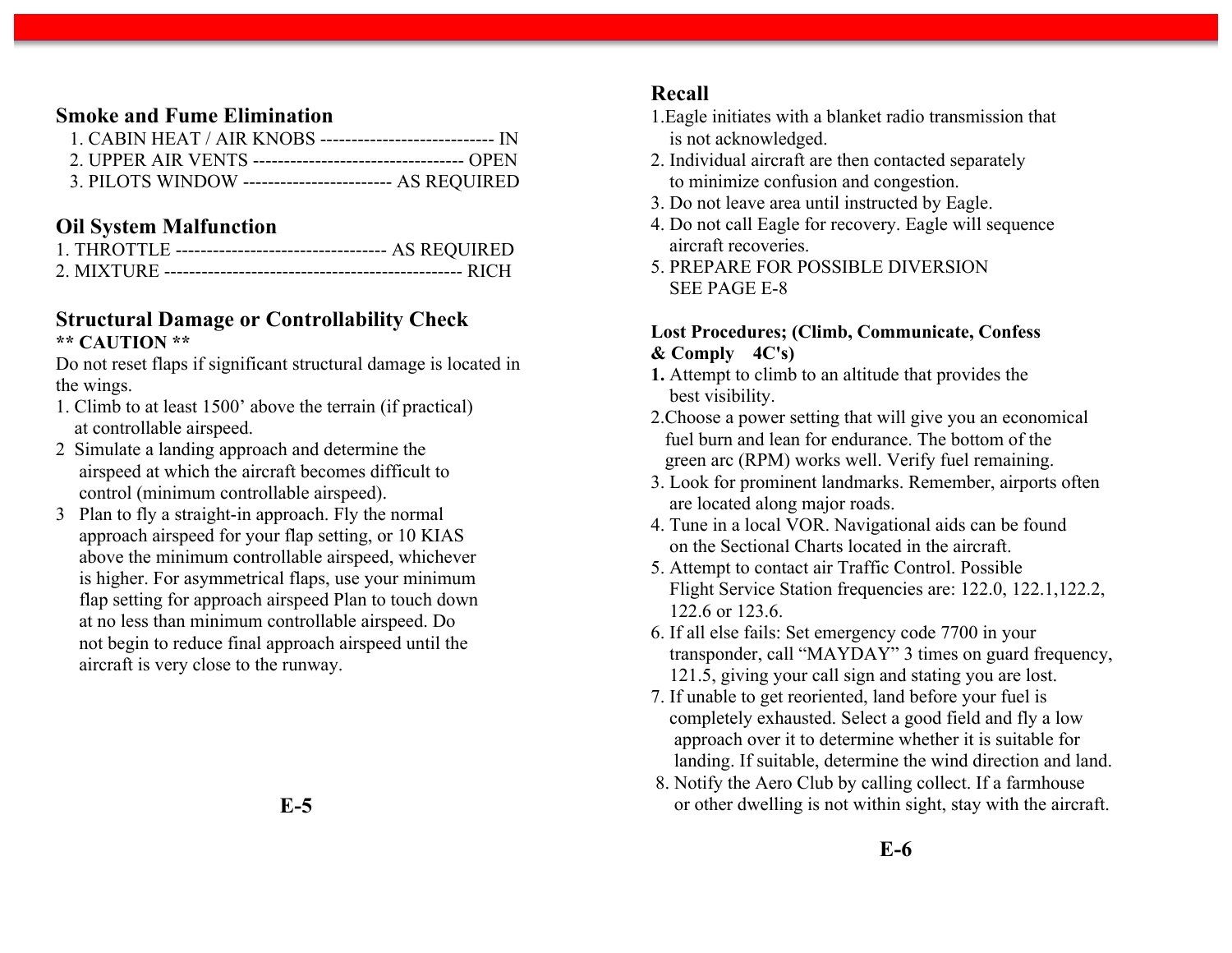## Smoke and Fume Elimination

1. CABIN HEAT / AIR KNOBS ---------------------------- IN
2. UPPER AIR VENTS ---------------------------------- OPEN
3. PILOTS WINDOW ------------------------ AS REQUIRED

## Oil System Malfunction

1. THROTTLE --------------------------------- AS REQUIRED
2. MIXTURE ----------------------------------------------- RICH

## Structural Damage or Controllability Check

**\*\* CAUTION \*\***

Do not reset flaps if significant structural damage is located in the wings.

1. Climb to at least 1500' above the terrain (if practical) at controllable airspeed.
2. Simulate a landing approach and determine the airspeed at which the aircraft becomes difficult to control (minimum controllable airspeed).
3. Plan to fly a straight-in approach. Fly the normal approach airspeed for your flap setting, or 10 KIAS above the minimum controllable airspeed, whichever is higher. For asymmetrical flaps, use your minimum flap setting for approach airspeed Plan to touch down at no less than minimum controllable airspeed. Do not begin to reduce final approach airspeed until the aircraft is very close to the runway.

## Recall

1. Eagle initiates with a blanket radio transmission that is not acknowledged.
2. Individual aircraft are then contacted separately to minimize confusion and congestion.
3. Do not leave area until instructed by Eagle.
4. Do not call Eagle for recovery. Eagle will sequence aircraft recoveries.
5. PREPARE FOR POSSIBLE DIVERSION SEE PAGE E-8

**Lost Procedures; (Climb, Communicate, Confess & Comply 4C's)**

1. Attempt to climb to an altitude that provides the best visibility.
2. Choose a power setting that will give you an economical fuel burn and lean for endurance. The bottom of the green arc (RPM) works well. Verify fuel remaining.
3. Look for prominent landmarks. Remember, airports often are located along major roads.
4. Tune in a local VOR. Navigational aids can be found on the Sectional Charts located in the aircraft.
5. Attempt to contact air Traffic Control. Possible Flight Service Station frequencies are: 122.0, 122.1,122.2, 122.6 or 123.6.
6. If all else fails: Set emergency code 7700 in your transponder, call "MAYDAY" 3 times on guard frequency, 121.5, giving your call sign and stating you are lost.
7. If unable to get reoriented, land before your fuel is completely exhausted. Select a good field and fly a low approach over it to determine whether it is suitable for landing. If suitable, determine the wind direction and land.
8. Notify the Aero Club by calling collect. If a farmhouse or other dwelling is not within sight, stay with the aircraft.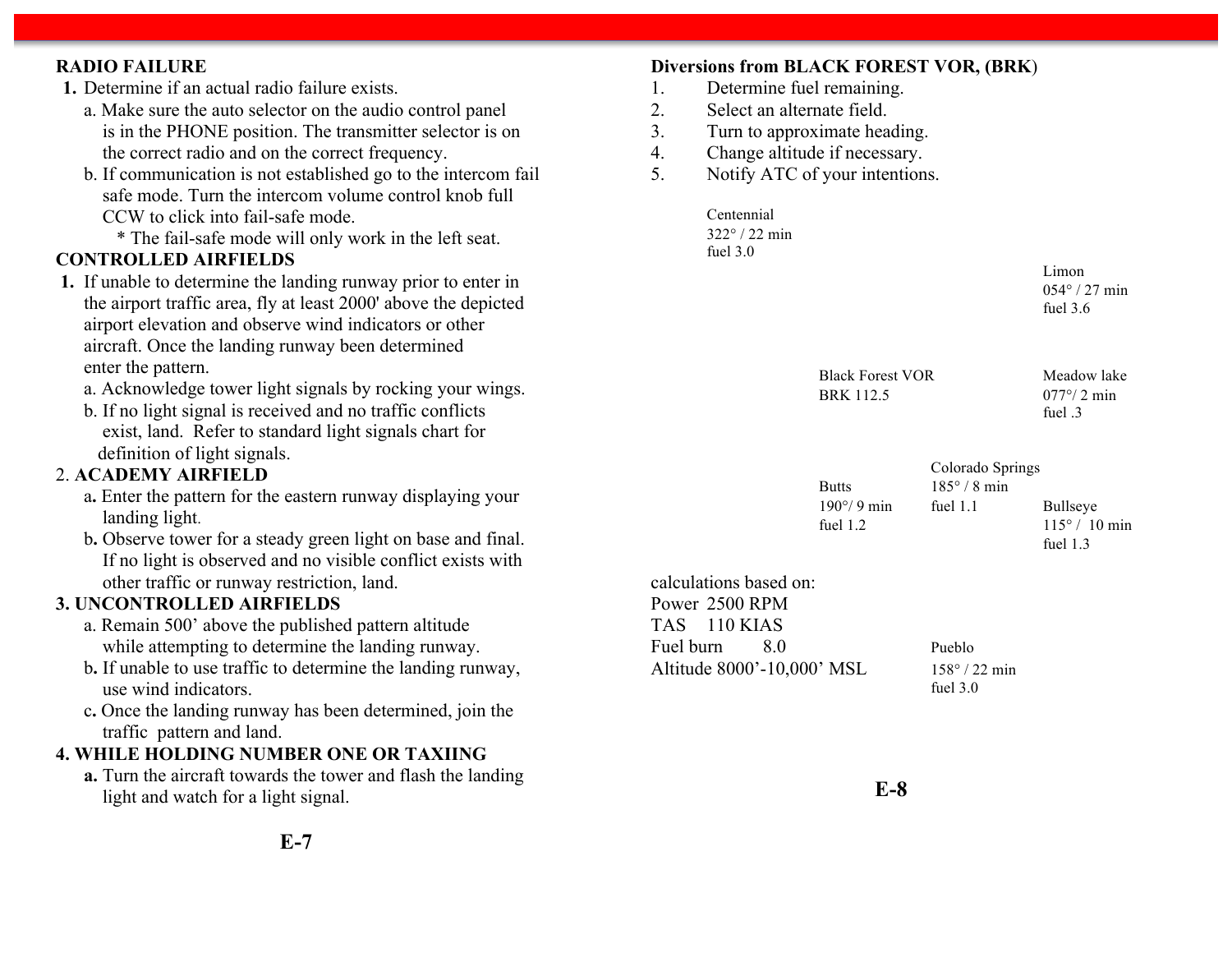**RADIO FAILURE**

1. Determine if an actual radio failure exists.
   a. Make sure the auto selector on the audio control panel is in the PHONE position. The transmitter selector is on the correct radio and on the correct frequency.
   b. If communication is not established go to the intercom fail safe mode. Turn the intercom volume control knob full CCW to click into fail-safe mode.
      * The fail-safe mode will only work in the left seat.

**CONTROLLED AIRFIELDS**

1. If unable to determine the landing runway prior to enter in the airport traffic area, fly at least 2000' above the depicted airport elevation and observe wind indicators or other aircraft. Once the landing runway been determined enter the pattern.
   a. Acknowledge tower light signals by rocking your wings.
   b. If no light signal is received and no traffic conflicts exist, land. Refer to standard light signals chart for definition of light signals.

2. **ACADEMY AIRFIELD**
   a. Enter the pattern for the eastern runway displaying your landing light.
   b. Observe tower for a steady green light on base and final. If no light is observed and no visible conflict exists with other traffic or runway restriction, land.

3. **UNCONTROLLED AIRFIELDS**
   a. Remain 500' above the published pattern altitude while attempting to determine the landing runway.
   b. If unable to use traffic to determine the landing runway, use wind indicators.
   c. Once the landing runway has been determined, join the traffic pattern and land.

4. **WHILE HOLDING NUMBER ONE OR TAXIING**
   a. Turn the aircraft towards the tower and flash the landing light and watch for a light signal.

**Diversions from BLACK FOREST VOR, (BRK)**

1. Determine fuel remaining.
2. Select an alternate field.
3. Turn to approximate heading.
4. Change altitude if necessary.
5. Notify ATC of your intentions.

Black Forest VOR
BRK 112.5

Centennial
322° / 22 min
fuel 3.0

Limon
054° / 27 min
fuel 3.6

Meadow lake
077°/ 2 min
fuel .3

Colorado Springs
185° / 8 min
fuel 1.1

Butts
190°/ 9 min
fuel 1.2

Bullseye
115° / 10 min
fuel 1.3

Pueblo
158° / 22 min
fuel 3.0

calculations based on:
Power 2500 RPM
TAS 110 KIAS
Fuel burn 8.0
Altitude 8000'-10,000' MSL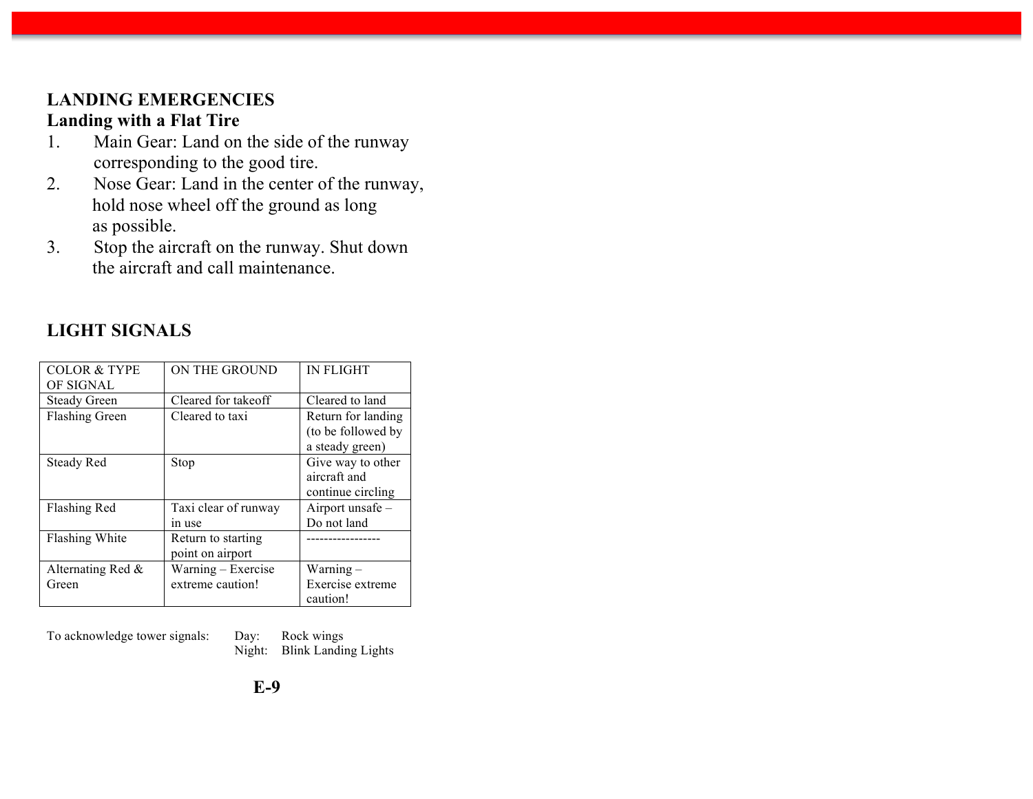## LANDING EMERGENCIES

### Landing with a Flat Tire

1. Main Gear: Land on the side of the runway corresponding to the good tire.
2. Nose Gear: Land in the center of the runway, hold nose wheel off the ground as long as possible.
3. Stop the aircraft on the runway. Shut down the aircraft and call maintenance.

## LIGHT SIGNALS

| COLOR & TYPE OF SIGNAL | ON THE GROUND | IN FLIGHT |
|---|---|---|
| Steady Green | Cleared for takeoff | Cleared to land |
| Flashing Green | Cleared to taxi | Return for landing (to be followed by a steady green) |
| Steady Red | Stop | Give way to other aircraft and continue circling |
| Flashing Red | Taxi clear of runway in use | Airport unsafe – Do not land |
| Flashing White | Return to starting point on airport | ----------------- |
| Alternating Red & Green | Warning – Exercise extreme caution! | Warning – Exercise extreme caution! |

To acknowledge tower signals: Day: Rock wings  
Night: Blink Landing Lights